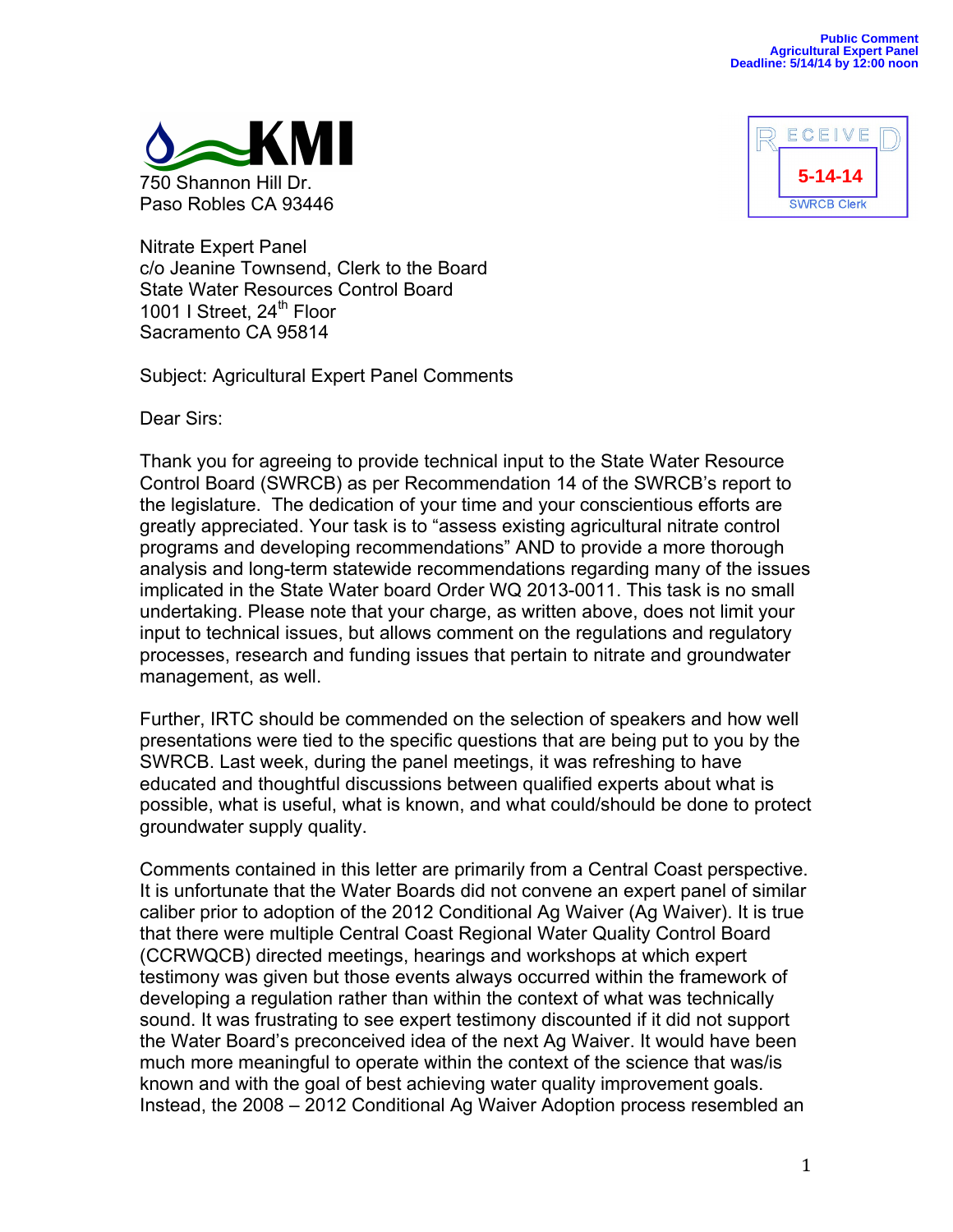Public Comment
Agricultural Expert Panel
Deadline: 5/14/14 by 12:00 noon

KMI
750 Shannon Hill Dr.
Paso Robles CA 93446

RECEIVED
5-14-14
SWRCB Clerk

Nitrate Expert Panel
c/o Jeanine Townsend, Clerk to the Board
State Water Resources Control Board
1001 I Street, 24th Floor
Sacramento CA 95814

Subject: Agricultural Expert Panel Comments

Dear Sirs:

Thank you for agreeing to provide technical input to the State Water Resource Control Board (SWRCB) as per Recommendation 14 of the SWRCB's report to the legislature. The dedication of your time and your conscientious efforts are greatly appreciated. Your task is to "assess existing agricultural nitrate control programs and developing recommendations" AND to provide a more thorough analysis and long-term statewide recommendations regarding many of the issues implicated in the State Water board Order WQ 2013-0011. This task is no small undertaking. Please note that your charge, as written above, does not limit your input to technical issues, but allows comment on the regulations and regulatory processes, research and funding issues that pertain to nitrate and groundwater management, as well.

Further, IRTC should be commended on the selection of speakers and how well presentations were tied to the specific questions that are being put to you by the SWRCB. Last week, during the panel meetings, it was refreshing to have educated and thoughtful discussions between qualified experts about what is possible, what is useful, what is known, and what could/should be done to protect groundwater supply quality.

Comments contained in this letter are primarily from a Central Coast perspective. It is unfortunate that the Water Boards did not convene an expert panel of similar caliber prior to adoption of the 2012 Conditional Ag Waiver (Ag Waiver). It is true that there were multiple Central Coast Regional Water Quality Control Board (CCRWQCB) directed meetings, hearings and workshops at which expert testimony was given but those events always occurred within the framework of developing a regulation rather than within the context of what was technically sound. It was frustrating to see expert testimony discounted if it did not support the Water Board's preconceived idea of the next Ag Waiver. It would have been much more meaningful to operate within the context of the science that was/is known and with the goal of best achieving water quality improvement goals. Instead, the 2008 – 2012 Conditional Ag Waiver Adoption process resembled an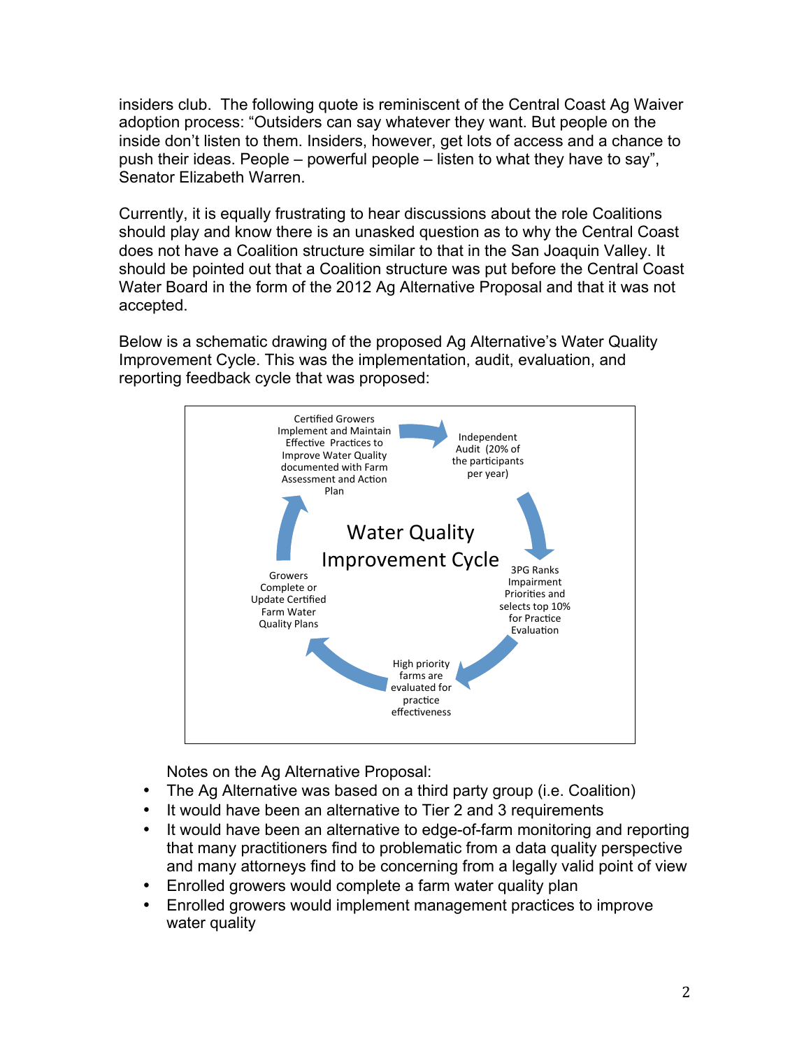insiders club. The following quote is reminiscent of the Central Coast Ag Waiver adoption process: "Outsiders can say whatever they want. But people on the inside don't listen to them. Insiders, however, get lots of access and a chance to push their ideas. People – powerful people – listen to what they have to say", Senator Elizabeth Warren.

Currently, it is equally frustrating to hear discussions about the role Coalitions should play and know there is an unasked question as to why the Central Coast does not have a Coalition structure similar to that in the San Joaquin Valley. It should be pointed out that a Coalition structure was put before the Central Coast Water Board in the form of the 2012 Ag Alternative Proposal and that it was not accepted.

Below is a schematic drawing of the proposed Ag Alternative's Water Quality Improvement Cycle. This was the implementation, audit, evaluation, and reporting feedback cycle that was proposed:

**Water Quality Improvement Cycle**

- Certified Growers Implement and Maintain Effective Practices to Improve Water Quality documented with Farm Assessment and Action Plan
- Independent Audit (20% of the participants per year)
- 3PG Ranks Impairment Priorities and selects top 10% for Practice Evaluation
- High priority farms are evaluated for practice effectiveness
- Growers Complete or Update Certified Farm Water Quality Plans

Notes on the Ag Alternative Proposal:

- The Ag Alternative was based on a third party group (i.e. Coalition)
- It would have been an alternative to Tier 2 and 3 requirements
- It would have been an alternative to edge-of-farm monitoring and reporting that many practitioners find to problematic from a data quality perspective and many attorneys find to be concerning from a legally valid point of view
- Enrolled growers would complete a farm water quality plan
- Enrolled growers would implement management practices to improve water quality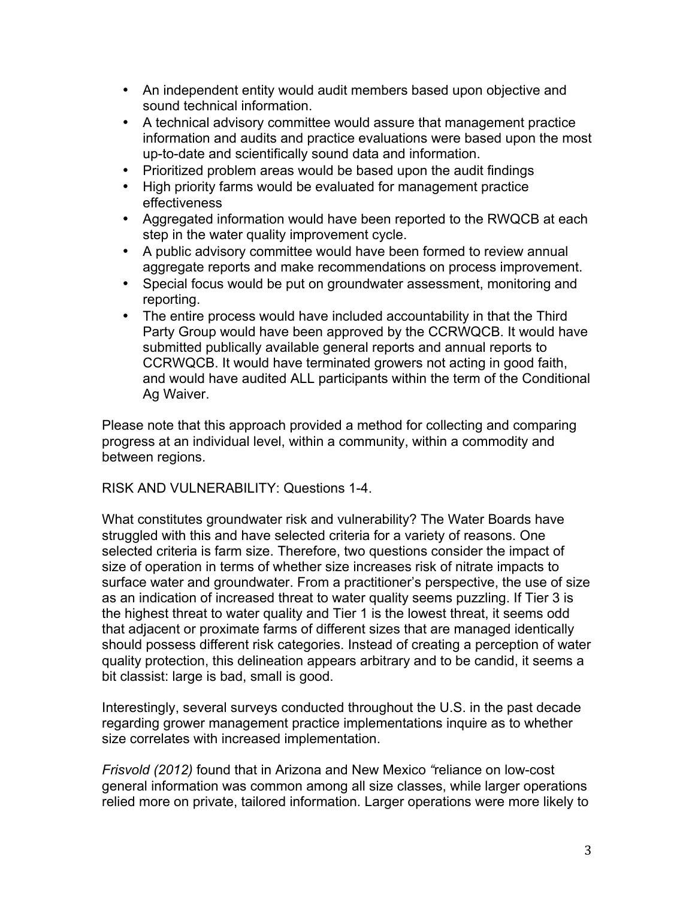- An independent entity would audit members based upon objective and sound technical information.
- A technical advisory committee would assure that management practice information and audits and practice evaluations were based upon the most up-to-date and scientifically sound data and information.
- Prioritized problem areas would be based upon the audit findings
- High priority farms would be evaluated for management practice effectiveness
- Aggregated information would have been reported to the RWQCB at each step in the water quality improvement cycle.
- A public advisory committee would have been formed to review annual aggregate reports and make recommendations on process improvement.
- Special focus would be put on groundwater assessment, monitoring and reporting.
- The entire process would have included accountability in that the Third Party Group would have been approved by the CCRWQCB. It would have submitted publically available general reports and annual reports to CCRWQCB. It would have terminated growers not acting in good faith, and would have audited ALL participants within the term of the Conditional Ag Waiver.

Please note that this approach provided a method for collecting and comparing progress at an individual level, within a community, within a commodity and between regions.

RISK AND VULNERABILITY: Questions 1-4.

What constitutes groundwater risk and vulnerability? The Water Boards have struggled with this and have selected criteria for a variety of reasons. One selected criteria is farm size. Therefore, two questions consider the impact of size of operation in terms of whether size increases risk of nitrate impacts to surface water and groundwater. From a practitioner's perspective, the use of size as an indication of increased threat to water quality seems puzzling. If Tier 3 is the highest threat to water quality and Tier 1 is the lowest threat, it seems odd that adjacent or proximate farms of different sizes that are managed identically should possess different risk categories. Instead of creating a perception of water quality protection, this delineation appears arbitrary and to be candid, it seems a bit classist: large is bad, small is good.

Interestingly, several surveys conducted throughout the U.S. in the past decade regarding grower management practice implementations inquire as to whether size correlates with increased implementation.

*Frisvold (2012)* found that in Arizona and New Mexico "reliance on low-cost general information was common among all size classes, while larger operations relied more on private, tailored information. Larger operations were more likely to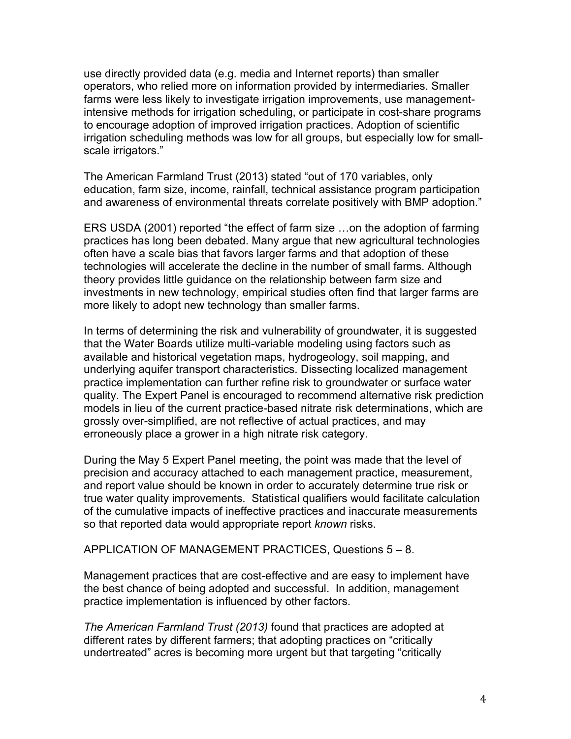use directly provided data (e.g. media and Internet reports) than smaller operators, who relied more on information provided by intermediaries. Smaller farms were less likely to investigate irrigation improvements, use management-intensive methods for irrigation scheduling, or participate in cost-share programs to encourage adoption of improved irrigation practices. Adoption of scientific irrigation scheduling methods was low for all groups, but especially low for small-scale irrigators."

The American Farmland Trust (2013) stated "out of 170 variables, only education, farm size, income, rainfall, technical assistance program participation and awareness of environmental threats correlate positively with BMP adoption."

ERS USDA (2001) reported "the effect of farm size …on the adoption of farming practices has long been debated. Many argue that new agricultural technologies often have a scale bias that favors larger farms and that adoption of these technologies will accelerate the decline in the number of small farms. Although theory provides little guidance on the relationship between farm size and investments in new technology, empirical studies often find that larger farms are more likely to adopt new technology than smaller farms.

In terms of determining the risk and vulnerability of groundwater, it is suggested that the Water Boards utilize multi-variable modeling using factors such as available and historical vegetation maps, hydrogeology, soil mapping, and underlying aquifer transport characteristics. Dissecting localized management practice implementation can further refine risk to groundwater or surface water quality. The Expert Panel is encouraged to recommend alternative risk prediction models in lieu of the current practice-based nitrate risk determinations, which are grossly over-simplified, are not reflective of actual practices, and may erroneously place a grower in a high nitrate risk category.

During the May 5 Expert Panel meeting, the point was made that the level of precision and accuracy attached to each management practice, measurement, and report value should be known in order to accurately determine true risk or true water quality improvements. Statistical qualifiers would facilitate calculation of the cumulative impacts of ineffective practices and inaccurate measurements so that reported data would appropriate report *known* risks.

APPLICATION OF MANAGEMENT PRACTICES, Questions 5 – 8.

Management practices that are cost-effective and are easy to implement have the best chance of being adopted and successful. In addition, management practice implementation is influenced by other factors.

*The American Farmland Trust (2013)* found that practices are adopted at different rates by different farmers; that adopting practices on "critically undertreated" acres is becoming more urgent but that targeting "critically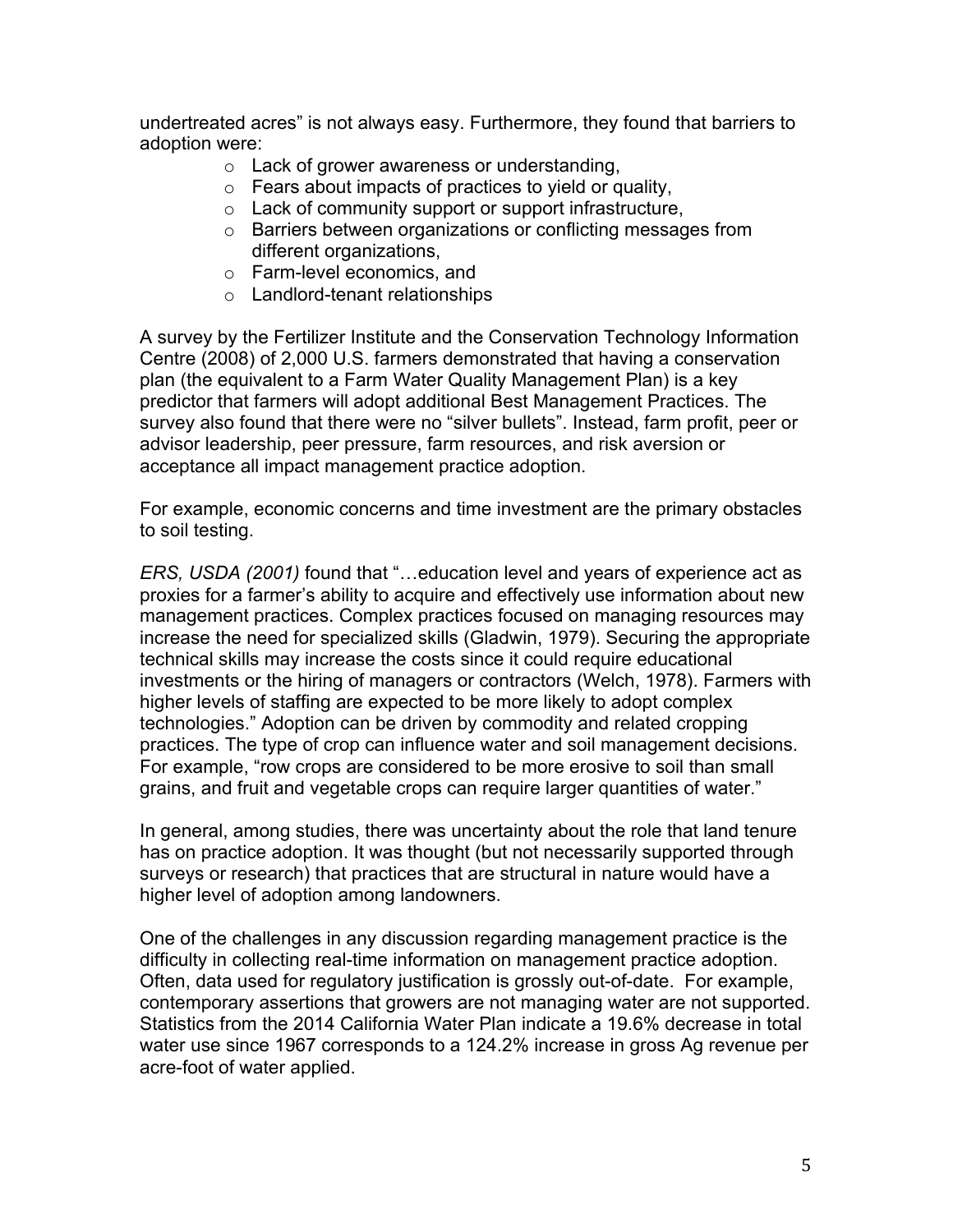undertreated acres" is not always easy. Furthermore, they found that barriers to adoption were:

- Lack of grower awareness or understanding,
- Fears about impacts of practices to yield or quality,
- Lack of community support or support infrastructure,
- Barriers between organizations or conflicting messages from different organizations,
- Farm-level economics, and
- Landlord-tenant relationships

A survey by the Fertilizer Institute and the Conservation Technology Information Centre (2008) of 2,000 U.S. farmers demonstrated that having a conservation plan (the equivalent to a Farm Water Quality Management Plan) is a key predictor that farmers will adopt additional Best Management Practices. The survey also found that there were no "silver bullets". Instead, farm profit, peer or advisor leadership, peer pressure, farm resources, and risk aversion or acceptance all impact management practice adoption.

For example, economic concerns and time investment are the primary obstacles to soil testing.

*ERS, USDA (2001)* found that "…education level and years of experience act as proxies for a farmer's ability to acquire and effectively use information about new management practices. Complex practices focused on managing resources may increase the need for specialized skills (Gladwin, 1979). Securing the appropriate technical skills may increase the costs since it could require educational investments or the hiring of managers or contractors (Welch, 1978). Farmers with higher levels of staffing are expected to be more likely to adopt complex technologies." Adoption can be driven by commodity and related cropping practices. The type of crop can influence water and soil management decisions. For example, "row crops are considered to be more erosive to soil than small grains, and fruit and vegetable crops can require larger quantities of water."

In general, among studies, there was uncertainty about the role that land tenure has on practice adoption. It was thought (but not necessarily supported through surveys or research) that practices that are structural in nature would have a higher level of adoption among landowners.

One of the challenges in any discussion regarding management practice is the difficulty in collecting real-time information on management practice adoption. Often, data used for regulatory justification is grossly out-of-date. For example, contemporary assertions that growers are not managing water are not supported. Statistics from the 2014 California Water Plan indicate a 19.6% decrease in total water use since 1967 corresponds to a 124.2% increase in gross Ag revenue per acre-foot of water applied.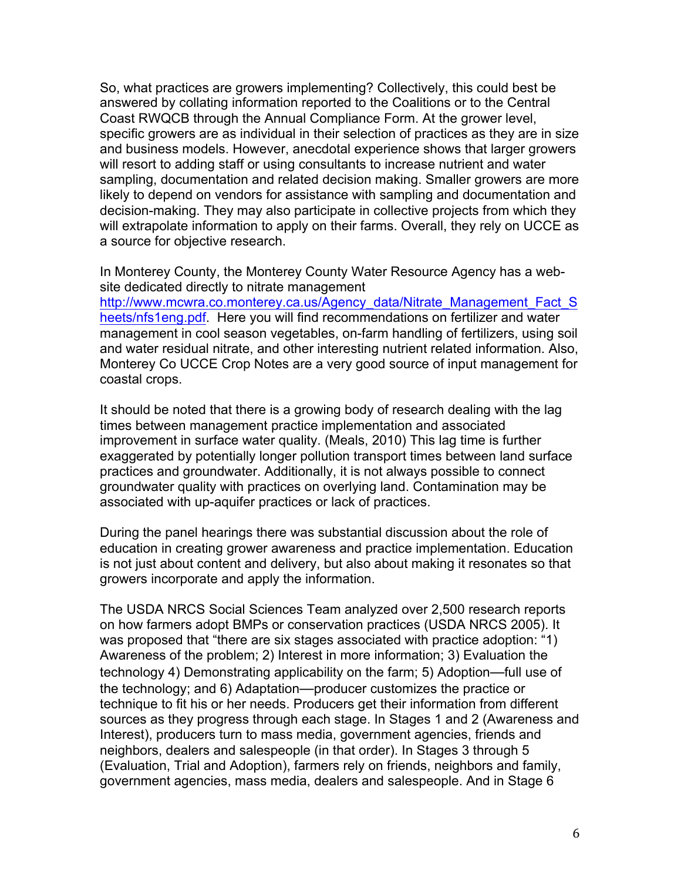So, what practices are growers implementing? Collectively, this could best be answered by collating information reported to the Coalitions or to the Central Coast RWQCB through the Annual Compliance Form. At the grower level, specific growers are as individual in their selection of practices as they are in size and business models. However, anecdotal experience shows that larger growers will resort to adding staff or using consultants to increase nutrient and water sampling, documentation and related decision making. Smaller growers are more likely to depend on vendors for assistance with sampling and documentation and decision-making. They may also participate in collective projects from which they will extrapolate information to apply on their farms. Overall, they rely on UCCE as a source for objective research.

In Monterey County, the Monterey County Water Resource Agency has a web-site dedicated directly to nitrate management http://www.mcwra.co.monterey.ca.us/Agency_data/Nitrate_Management_Fact_Sheets/nfs1eng.pdf. Here you will find recommendations on fertilizer and water management in cool season vegetables, on-farm handling of fertilizers, using soil and water residual nitrate, and other interesting nutrient related information. Also, Monterey Co UCCE Crop Notes are a very good source of input management for coastal crops.

It should be noted that there is a growing body of research dealing with the lag times between management practice implementation and associated improvement in surface water quality. (Meals, 2010) This lag time is further exaggerated by potentially longer pollution transport times between land surface practices and groundwater. Additionally, it is not always possible to connect groundwater quality with practices on overlying land. Contamination may be associated with up-aquifer practices or lack of practices.

During the panel hearings there was substantial discussion about the role of education in creating grower awareness and practice implementation. Education is not just about content and delivery, but also about making it resonates so that growers incorporate and apply the information.

The USDA NRCS Social Sciences Team analyzed over 2,500 research reports on how farmers adopt BMPs or conservation practices (USDA NRCS 2005). It was proposed that "there are six stages associated with practice adoption: "1) Awareness of the problem; 2) Interest in more information; 3) Evaluation the technology 4) Demonstrating applicability on the farm; 5) Adoption—full use of the technology; and 6) Adaptation—producer customizes the practice or technique to fit his or her needs. Producers get their information from different sources as they progress through each stage. In Stages 1 and 2 (Awareness and Interest), producers turn to mass media, government agencies, friends and neighbors, dealers and salespeople (in that order). In Stages 3 through 5 (Evaluation, Trial and Adoption), farmers rely on friends, neighbors and family, government agencies, mass media, dealers and salespeople. And in Stage 6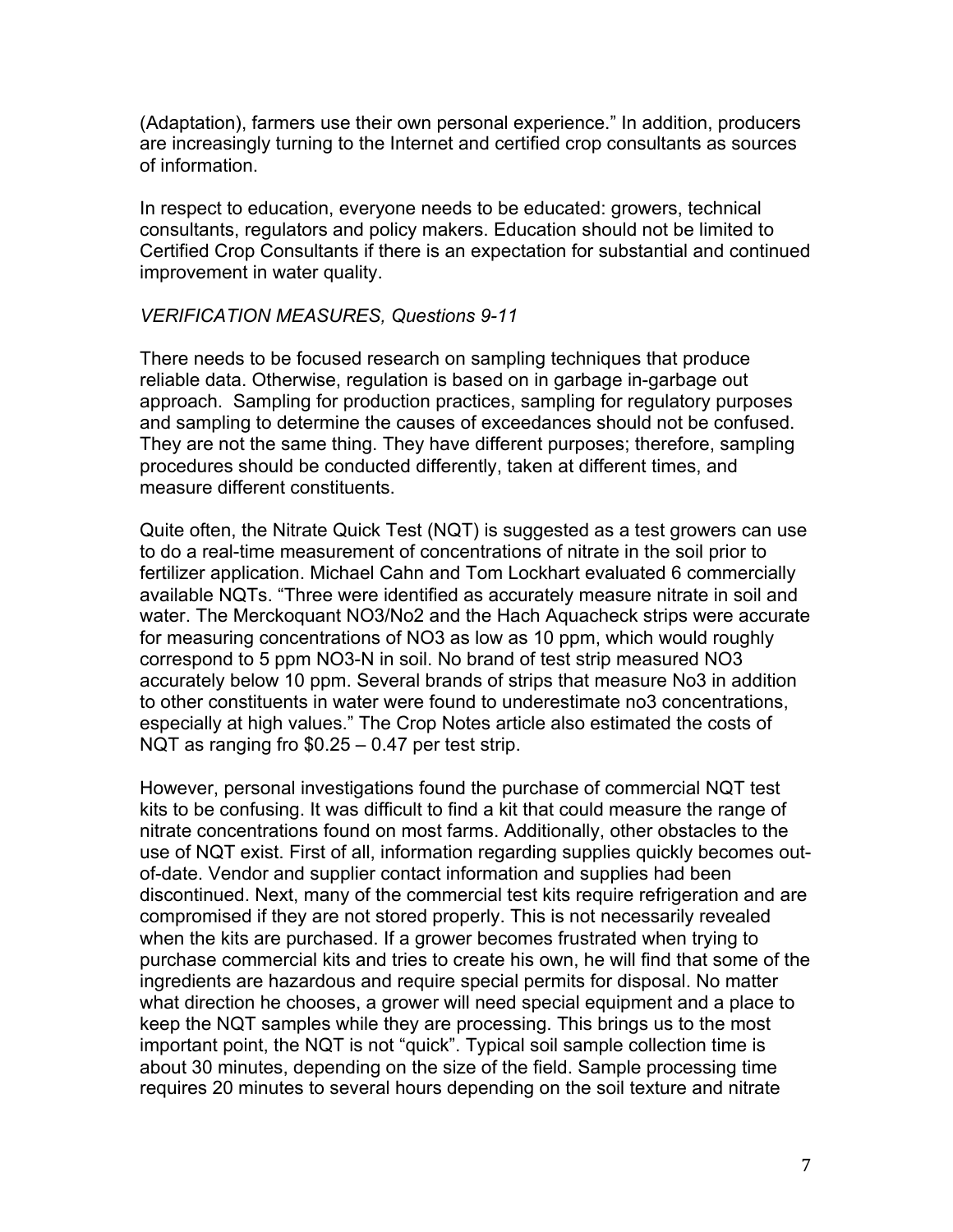(Adaptation), farmers use their own personal experience." In addition, producers are increasingly turning to the Internet and certified crop consultants as sources of information.

In respect to education, everyone needs to be educated: growers, technical consultants, regulators and policy makers. Education should not be limited to Certified Crop Consultants if there is an expectation for substantial and continued improvement in water quality.

*VERIFICATION MEASURES, Questions 9-11*

There needs to be focused research on sampling techniques that produce reliable data. Otherwise, regulation is based on in garbage in-garbage out approach. Sampling for production practices, sampling for regulatory purposes and sampling to determine the causes of exceedances should not be confused. They are not the same thing. They have different purposes; therefore, sampling procedures should be conducted differently, taken at different times, and measure different constituents.

Quite often, the Nitrate Quick Test (NQT) is suggested as a test growers can use to do a real-time measurement of concentrations of nitrate in the soil prior to fertilizer application. Michael Cahn and Tom Lockhart evaluated 6 commercially available NQTs. "Three were identified as accurately measure nitrate in soil and water. The Merckoquant NO3/No2 and the Hach Aquacheck strips were accurate for measuring concentrations of NO3 as low as 10 ppm, which would roughly correspond to 5 ppm NO3-N in soil. No brand of test strip measured NO3 accurately below 10 ppm. Several brands of strips that measure No3 in addition to other constituents in water were found to underestimate no3 concentrations, especially at high values." The Crop Notes article also estimated the costs of NQT as ranging fro $0.25 – 0.47 per test strip.

However, personal investigations found the purchase of commercial NQT test kits to be confusing. It was difficult to find a kit that could measure the range of nitrate concentrations found on most farms. Additionally, other obstacles to the use of NQT exist. First of all, information regarding supplies quickly becomes out-of-date. Vendor and supplier contact information and supplies had been discontinued. Next, many of the commercial test kits require refrigeration and are compromised if they are not stored properly. This is not necessarily revealed when the kits are purchased. If a grower becomes frustrated when trying to purchase commercial kits and tries to create his own, he will find that some of the ingredients are hazardous and require special permits for disposal. No matter what direction he chooses, a grower will need special equipment and a place to keep the NQT samples while they are processing. This brings us to the most important point, the NQT is not "quick". Typical soil sample collection time is about 30 minutes, depending on the size of the field. Sample processing time requires 20 minutes to several hours depending on the soil texture and nitrate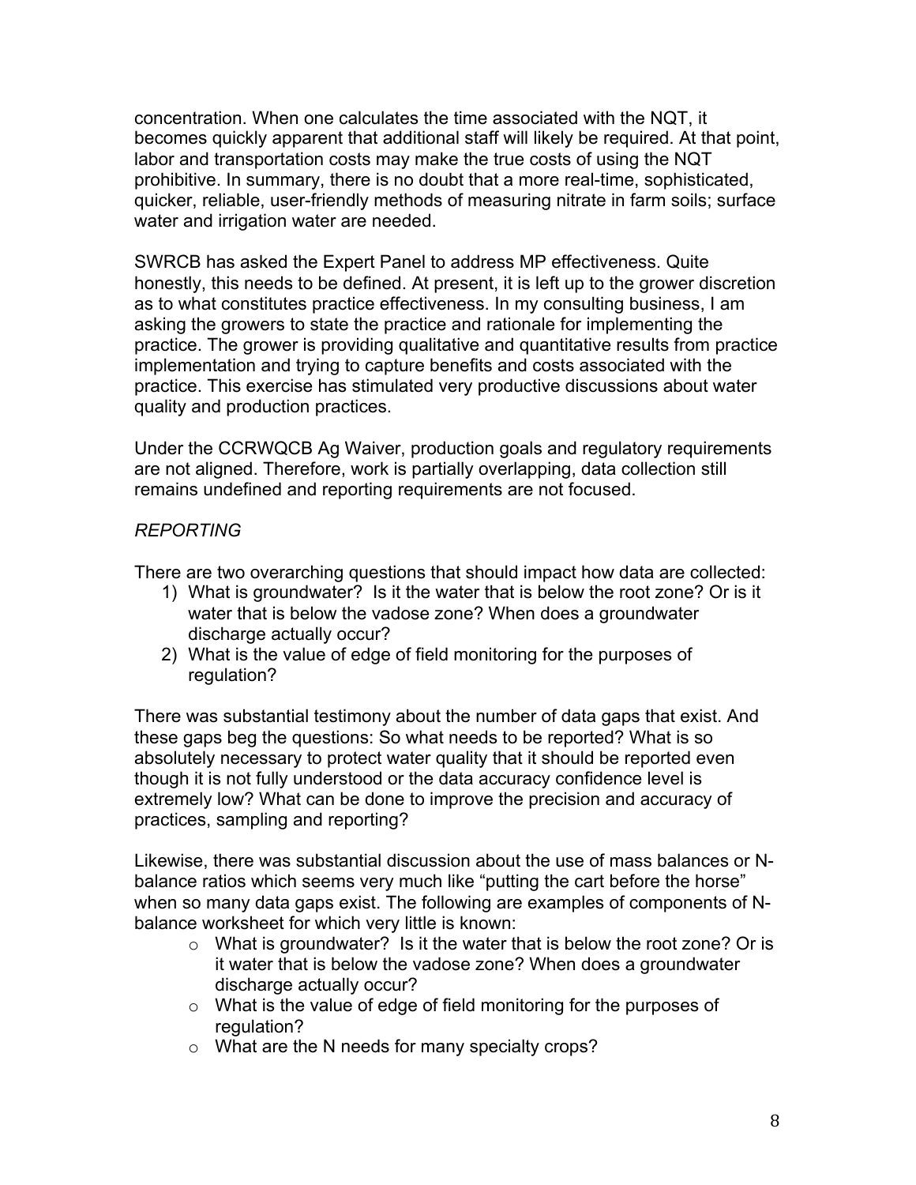concentration. When one calculates the time associated with the NQT, it becomes quickly apparent that additional staff will likely be required. At that point, labor and transportation costs may make the true costs of using the NQT prohibitive. In summary, there is no doubt that a more real-time, sophisticated, quicker, reliable, user-friendly methods of measuring nitrate in farm soils; surface water and irrigation water are needed.

SWRCB has asked the Expert Panel to address MP effectiveness. Quite honestly, this needs to be defined. At present, it is left up to the grower discretion as to what constitutes practice effectiveness. In my consulting business, I am asking the growers to state the practice and rationale for implementing the practice. The grower is providing qualitative and quantitative results from practice implementation and trying to capture benefits and costs associated with the practice. This exercise has stimulated very productive discussions about water quality and production practices.

Under the CCRWQCB Ag Waiver, production goals and regulatory requirements are not aligned. Therefore, work is partially overlapping, data collection still remains undefined and reporting requirements are not focused.

*REPORTING*

There are two overarching questions that should impact how data are collected:

1) What is groundwater? Is it the water that is below the root zone? Or is it water that is below the vadose zone? When does a groundwater discharge actually occur?
2) What is the value of edge of field monitoring for the purposes of regulation?

There was substantial testimony about the number of data gaps that exist. And these gaps beg the questions: So what needs to be reported? What is so absolutely necessary to protect water quality that it should be reported even though it is not fully understood or the data accuracy confidence level is extremely low? What can be done to improve the precision and accuracy of practices, sampling and reporting?

Likewise, there was substantial discussion about the use of mass balances or N-balance ratios which seems very much like "putting the cart before the horse" when so many data gaps exist. The following are examples of components of N-balance worksheet for which very little is known:

- What is groundwater? Is it the water that is below the root zone? Or is it water that is below the vadose zone? When does a groundwater discharge actually occur?
- What is the value of edge of field monitoring for the purposes of regulation?
- What are the N needs for many specialty crops?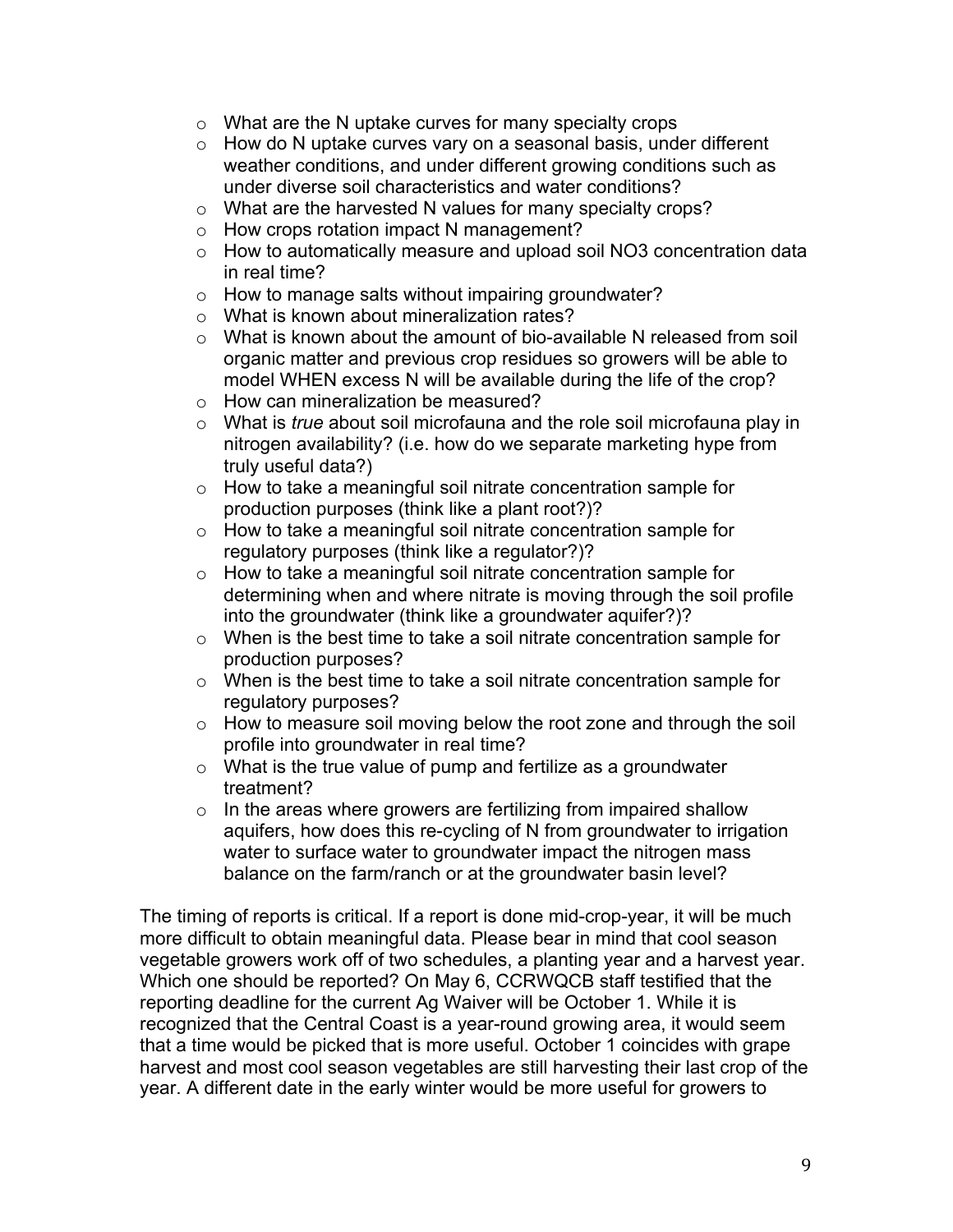- What are the N uptake curves for many specialty crops
- How do N uptake curves vary on a seasonal basis, under different weather conditions, and under different growing conditions such as under diverse soil characteristics and water conditions?
- What are the harvested N values for many specialty crops?
- How crops rotation impact N management?
- How to automatically measure and upload soil NO3 concentration data in real time?
- How to manage salts without impairing groundwater?
- What is known about mineralization rates?
- What is known about the amount of bio-available N released from soil organic matter and previous crop residues so growers will be able to model WHEN excess N will be available during the life of the crop?
- How can mineralization be measured?
- What is *true* about soil microfauna and the role soil microfauna play in nitrogen availability? (i.e. how do we separate marketing hype from truly useful data?)
- How to take a meaningful soil nitrate concentration sample for production purposes (think like a plant root?)?
- How to take a meaningful soil nitrate concentration sample for regulatory purposes (think like a regulator?)?
- How to take a meaningful soil nitrate concentration sample for determining when and where nitrate is moving through the soil profile into the groundwater (think like a groundwater aquifer?)?
- When is the best time to take a soil nitrate concentration sample for production purposes?
- When is the best time to take a soil nitrate concentration sample for regulatory purposes?
- How to measure soil moving below the root zone and through the soil profile into groundwater in real time?
- What is the true value of pump and fertilize as a groundwater treatment?
- In the areas where growers are fertilizing from impaired shallow aquifers, how does this re-cycling of N from groundwater to irrigation water to surface water to groundwater impact the nitrogen mass balance on the farm/ranch or at the groundwater basin level?

The timing of reports is critical. If a report is done mid-crop-year, it will be much more difficult to obtain meaningful data. Please bear in mind that cool season vegetable growers work off of two schedules, a planting year and a harvest year. Which one should be reported? On May 6, CCRWQCB staff testified that the reporting deadline for the current Ag Waiver will be October 1. While it is recognized that the Central Coast is a year-round growing area, it would seem that a time would be picked that is more useful. October 1 coincides with grape harvest and most cool season vegetables are still harvesting their last crop of the year. A different date in the early winter would be more useful for growers to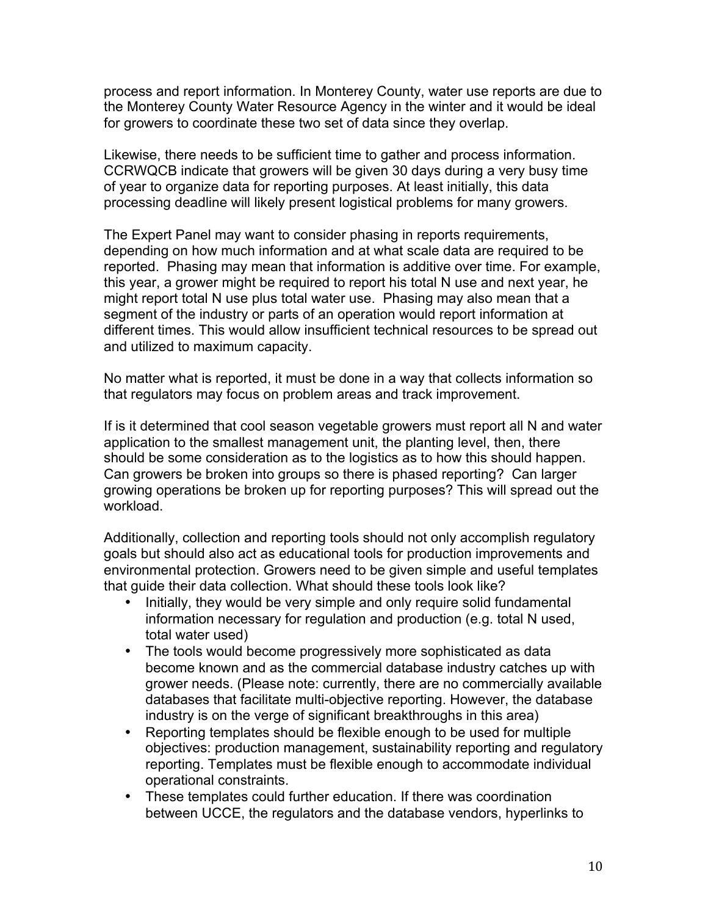process and report information. In Monterey County, water use reports are due to the Monterey County Water Resource Agency in the winter and it would be ideal for growers to coordinate these two set of data since they overlap.

Likewise, there needs to be sufficient time to gather and process information. CCRWQCB indicate that growers will be given 30 days during a very busy time of year to organize data for reporting purposes. At least initially, this data processing deadline will likely present logistical problems for many growers.

The Expert Panel may want to consider phasing in reports requirements, depending on how much information and at what scale data are required to be reported. Phasing may mean that information is additive over time. For example, this year, a grower might be required to report his total N use and next year, he might report total N use plus total water use. Phasing may also mean that a segment of the industry or parts of an operation would report information at different times. This would allow insufficient technical resources to be spread out and utilized to maximum capacity.

No matter what is reported, it must be done in a way that collects information so that regulators may focus on problem areas and track improvement.

If is it determined that cool season vegetable growers must report all N and water application to the smallest management unit, the planting level, then, there should be some consideration as to the logistics as to how this should happen. Can growers be broken into groups so there is phased reporting? Can larger growing operations be broken up for reporting purposes? This will spread out the workload.

Additionally, collection and reporting tools should not only accomplish regulatory goals but should also act as educational tools for production improvements and environmental protection. Growers need to be given simple and useful templates that guide their data collection. What should these tools look like?

- Initially, they would be very simple and only require solid fundamental information necessary for regulation and production (e.g. total N used, total water used)
- The tools would become progressively more sophisticated as data become known and as the commercial database industry catches up with grower needs. (Please note: currently, there are no commercially available databases that facilitate multi-objective reporting. However, the database industry is on the verge of significant breakthroughs in this area)
- Reporting templates should be flexible enough to be used for multiple objectives: production management, sustainability reporting and regulatory reporting. Templates must be flexible enough to accommodate individual operational constraints.
- These templates could further education. If there was coordination between UCCE, the regulators and the database vendors, hyperlinks to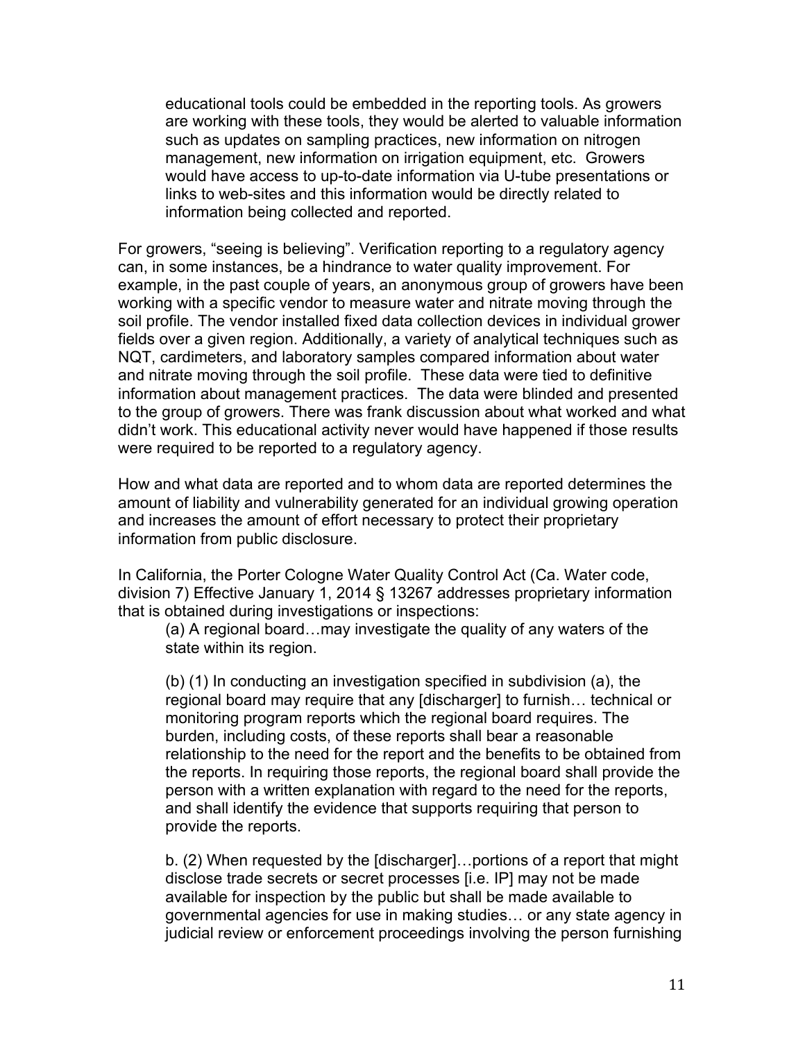> educational tools could be embedded in the reporting tools. As growers are working with these tools, they would be alerted to valuable information such as updates on sampling practices, new information on nitrogen management, new information on irrigation equipment, etc. Growers would have access to up-to-date information via U-tube presentations or links to web-sites and this information would be directly related to information being collected and reported.

For growers, "seeing is believing". Verification reporting to a regulatory agency can, in some instances, be a hindrance to water quality improvement. For example, in the past couple of years, an anonymous group of growers have been working with a specific vendor to measure water and nitrate moving through the soil profile. The vendor installed fixed data collection devices in individual grower fields over a given region. Additionally, a variety of analytical techniques such as NQT, cardimeters, and laboratory samples compared information about water and nitrate moving through the soil profile. These data were tied to definitive information about management practices. The data were blinded and presented to the group of growers. There was frank discussion about what worked and what didn't work. This educational activity never would have happened if those results were required to be reported to a regulatory agency.

How and what data are reported and to whom data are reported determines the amount of liability and vulnerability generated for an individual growing operation and increases the amount of effort necessary to protect their proprietary information from public disclosure.

In California, the Porter Cologne Water Quality Control Act (Ca. Water code, division 7) Effective January 1, 2014 § 13267 addresses proprietary information that is obtained during investigations or inspections:

> (a) A regional board…may investigate the quality of any waters of the state within its region.
>
> (b) (1) In conducting an investigation specified in subdivision (a), the regional board may require that any [discharger] to furnish… technical or monitoring program reports which the regional board requires. The burden, including costs, of these reports shall bear a reasonable relationship to the need for the report and the benefits to be obtained from the reports. In requiring those reports, the regional board shall provide the person with a written explanation with regard to the need for the reports, and shall identify the evidence that supports requiring that person to provide the reports.
>
> b. (2) When requested by the [discharger]…portions of a report that might disclose trade secrets or secret processes [i.e. IP] may not be made available for inspection by the public but shall be made available to governmental agencies for use in making studies… or any state agency in judicial review or enforcement proceedings involving the person furnishing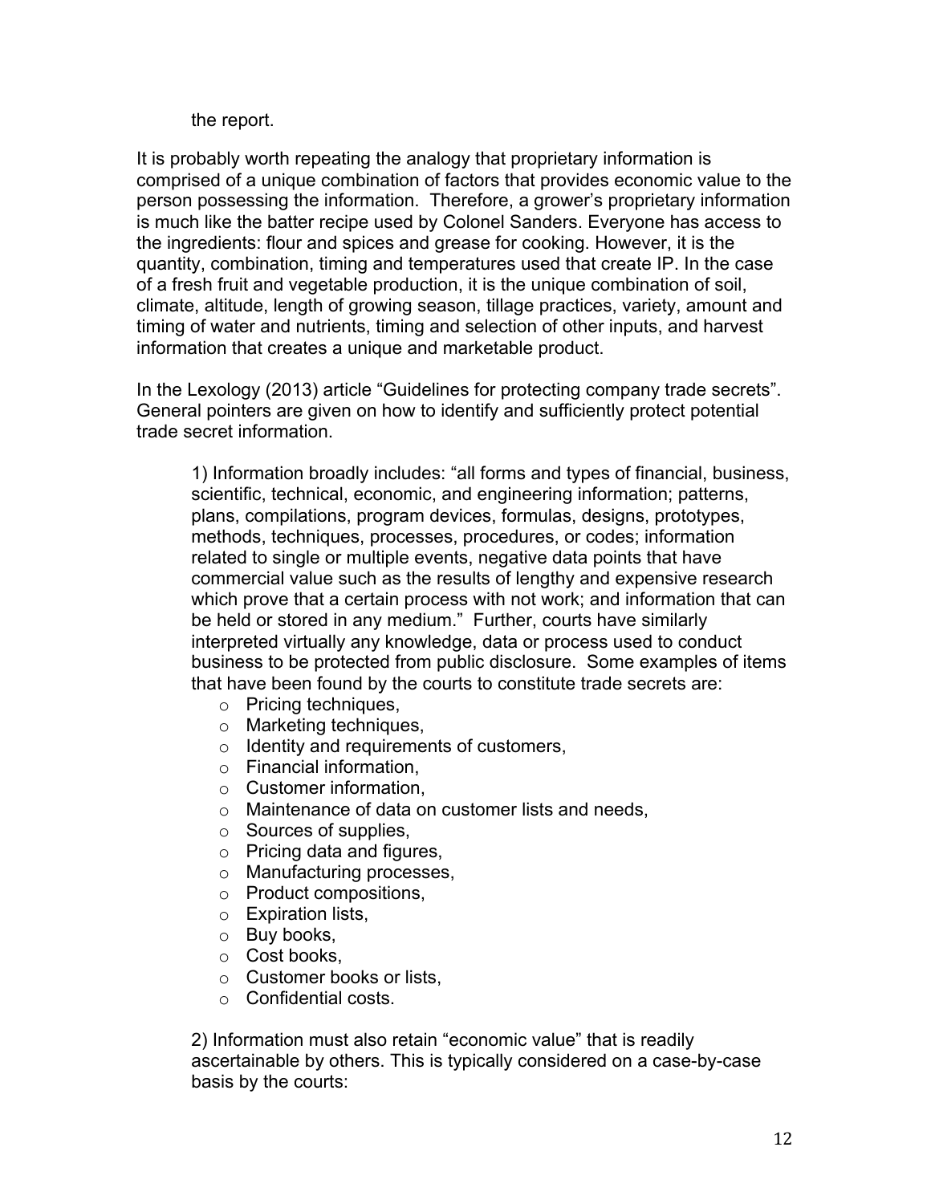the report.

It is probably worth repeating the analogy that proprietary information is comprised of a unique combination of factors that provides economic value to the person possessing the information. Therefore, a grower's proprietary information is much like the batter recipe used by Colonel Sanders. Everyone has access to the ingredients: flour and spices and grease for cooking. However, it is the quantity, combination, timing and temperatures used that create IP. In the case of a fresh fruit and vegetable production, it is the unique combination of soil, climate, altitude, length of growing season, tillage practices, variety, amount and timing of water and nutrients, timing and selection of other inputs, and harvest information that creates a unique and marketable product.

In the Lexology (2013) article "Guidelines for protecting company trade secrets". General pointers are given on how to identify and sufficiently protect potential trade secret information.

> 1) Information broadly includes: "all forms and types of financial, business, scientific, technical, economic, and engineering information; patterns, plans, compilations, program devices, formulas, designs, prototypes, methods, techniques, processes, procedures, or codes; information related to single or multiple events, negative data points that have commercial value such as the results of lengthy and expensive research which prove that a certain process with not work; and information that can be held or stored in any medium." Further, courts have similarly interpreted virtually any knowledge, data or process used to conduct business to be protected from public disclosure. Some examples of items that have been found by the courts to constitute trade secrets are:
>
> - Pricing techniques,
> - Marketing techniques,
> - Identity and requirements of customers,
> - Financial information,
> - Customer information,
> - Maintenance of data on customer lists and needs,
> - Sources of supplies,
> - Pricing data and figures,
> - Manufacturing processes,
> - Product compositions,
> - Expiration lists,
> - Buy books,
> - Cost books,
> - Customer books or lists,
> - Confidential costs.
>
> 2) Information must also retain "economic value" that is readily ascertainable by others. This is typically considered on a case-by-case basis by the courts: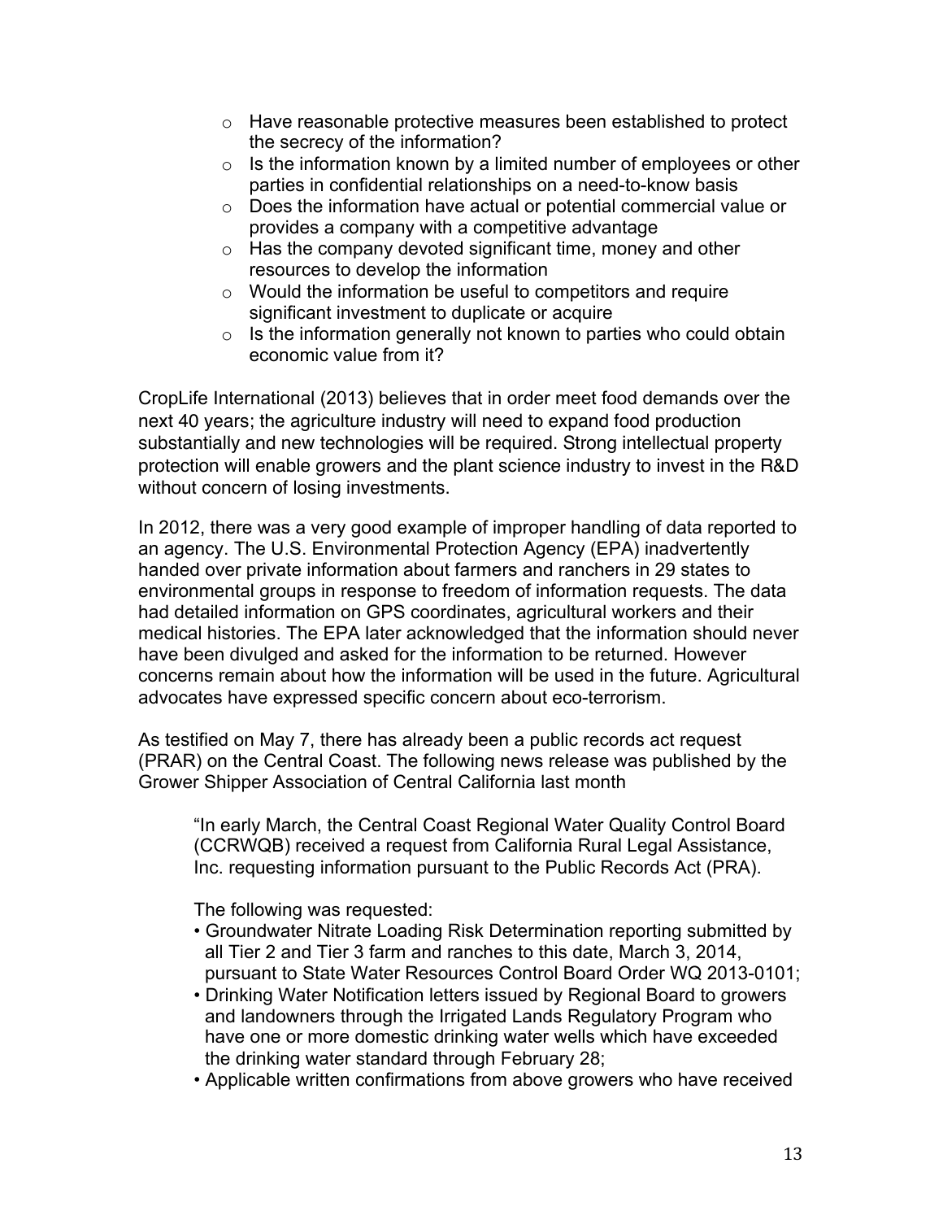- Have reasonable protective measures been established to protect the secrecy of the information?
- Is the information known by a limited number of employees or other parties in confidential relationships on a need-to-know basis
- Does the information have actual or potential commercial value or provides a company with a competitive advantage
- Has the company devoted significant time, money and other resources to develop the information
- Would the information be useful to competitors and require significant investment to duplicate or acquire
- Is the information generally not known to parties who could obtain economic value from it?

CropLife International (2013) believes that in order meet food demands over the next 40 years; the agriculture industry will need to expand food production substantially and new technologies will be required. Strong intellectual property protection will enable growers and the plant science industry to invest in the R&D without concern of losing investments.

In 2012, there was a very good example of improper handling of data reported to an agency. The U.S. Environmental Protection Agency (EPA) inadvertently handed over private information about farmers and ranchers in 29 states to environmental groups in response to freedom of information requests. The data had detailed information on GPS coordinates, agricultural workers and their medical histories. The EPA later acknowledged that the information should never have been divulged and asked for the information to be returned. However concerns remain about how the information will be used in the future. Agricultural advocates have expressed specific concern about eco-terrorism.

As testified on May 7, there has already been a public records act request (PRAR) on the Central Coast. The following news release was published by the Grower Shipper Association of Central California last month

> "In early March, the Central Coast Regional Water Quality Control Board (CCRWQB) received a request from California Rural Legal Assistance, Inc. requesting information pursuant to the Public Records Act (PRA).
>
> The following was requested:
>
> - Groundwater Nitrate Loading Risk Determination reporting submitted by all Tier 2 and Tier 3 farm and ranches to this date, March 3, 2014, pursuant to State Water Resources Control Board Order WQ 2013-0101;
> - Drinking Water Notification letters issued by Regional Board to growers and landowners through the Irrigated Lands Regulatory Program who have one or more domestic drinking water wells which have exceeded the drinking water standard through February 28;
> - Applicable written confirmations from above growers who have received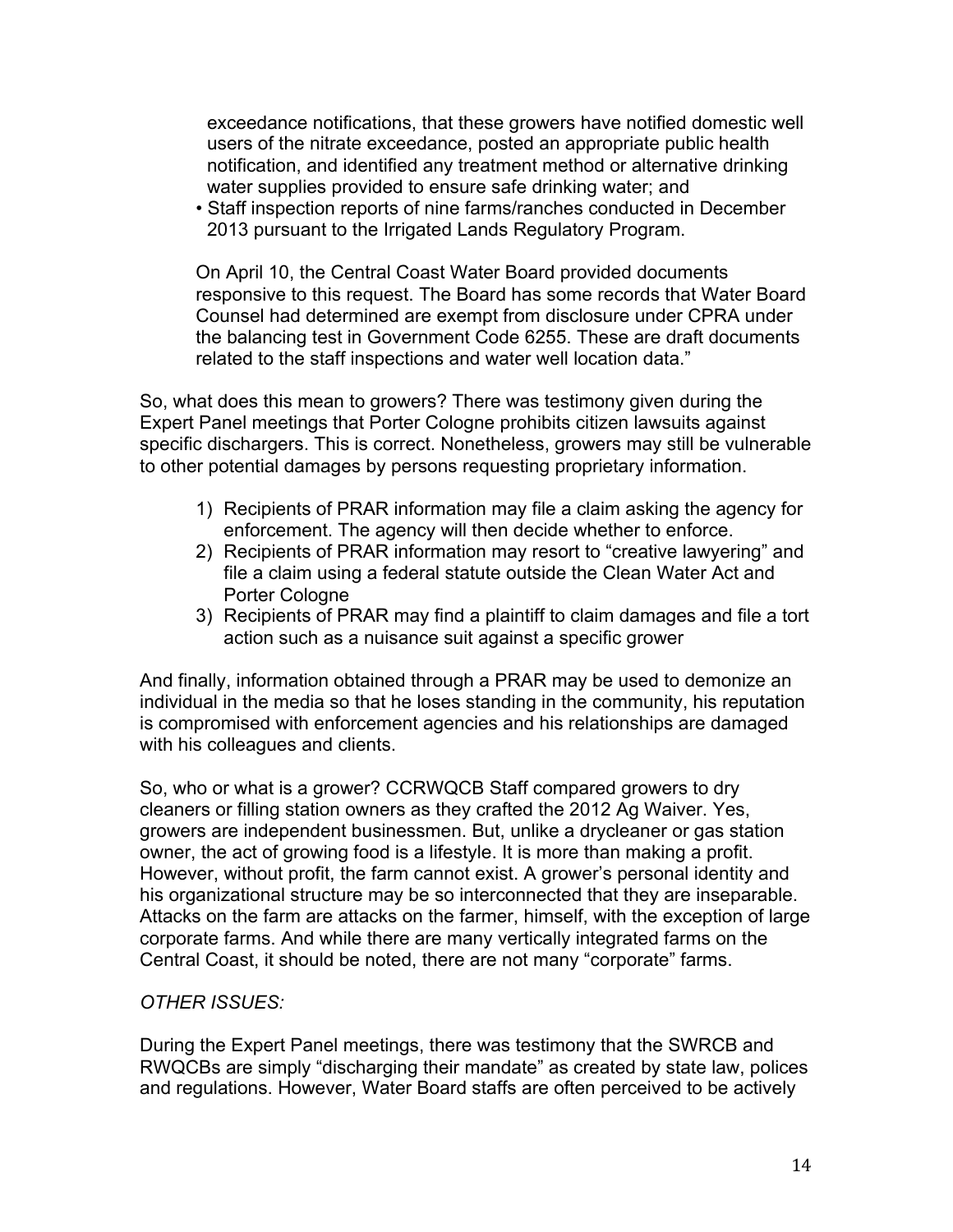exceedance notifications, that these growers have notified domestic well users of the nitrate exceedance, posted an appropriate public health notification, and identified any treatment method or alternative drinking water supplies provided to ensure safe drinking water; and

- Staff inspection reports of nine farms/ranches conducted in December 2013 pursuant to the Irrigated Lands Regulatory Program.

On April 10, the Central Coast Water Board provided documents responsive to this request. The Board has some records that Water Board Counsel had determined are exempt from disclosure under CPRA under the balancing test in Government Code 6255. These are draft documents related to the staff inspections and water well location data."

So, what does this mean to growers? There was testimony given during the Expert Panel meetings that Porter Cologne prohibits citizen lawsuits against specific dischargers. This is correct. Nonetheless, growers may still be vulnerable to other potential damages by persons requesting proprietary information.

1) Recipients of PRAR information may file a claim asking the agency for enforcement. The agency will then decide whether to enforce.
2) Recipients of PRAR information may resort to "creative lawyering" and file a claim using a federal statute outside the Clean Water Act and Porter Cologne
3) Recipients of PRAR may find a plaintiff to claim damages and file a tort action such as a nuisance suit against a specific grower

And finally, information obtained through a PRAR may be used to demonize an individual in the media so that he loses standing in the community, his reputation is compromised with enforcement agencies and his relationships are damaged with his colleagues and clients.

So, who or what is a grower? CCRWQCB Staff compared growers to dry cleaners or filling station owners as they crafted the 2012 Ag Waiver. Yes, growers are independent businessmen. But, unlike a drycleaner or gas station owner, the act of growing food is a lifestyle. It is more than making a profit. However, without profit, the farm cannot exist. A grower's personal identity and his organizational structure may be so interconnected that they are inseparable. Attacks on the farm are attacks on the farmer, himself, with the exception of large corporate farms. And while there are many vertically integrated farms on the Central Coast, it should be noted, there are not many "corporate" farms.

*OTHER ISSUES:*

During the Expert Panel meetings, there was testimony that the SWRCB and RWQCBs are simply "discharging their mandate" as created by state law, polices and regulations. However, Water Board staffs are often perceived to be actively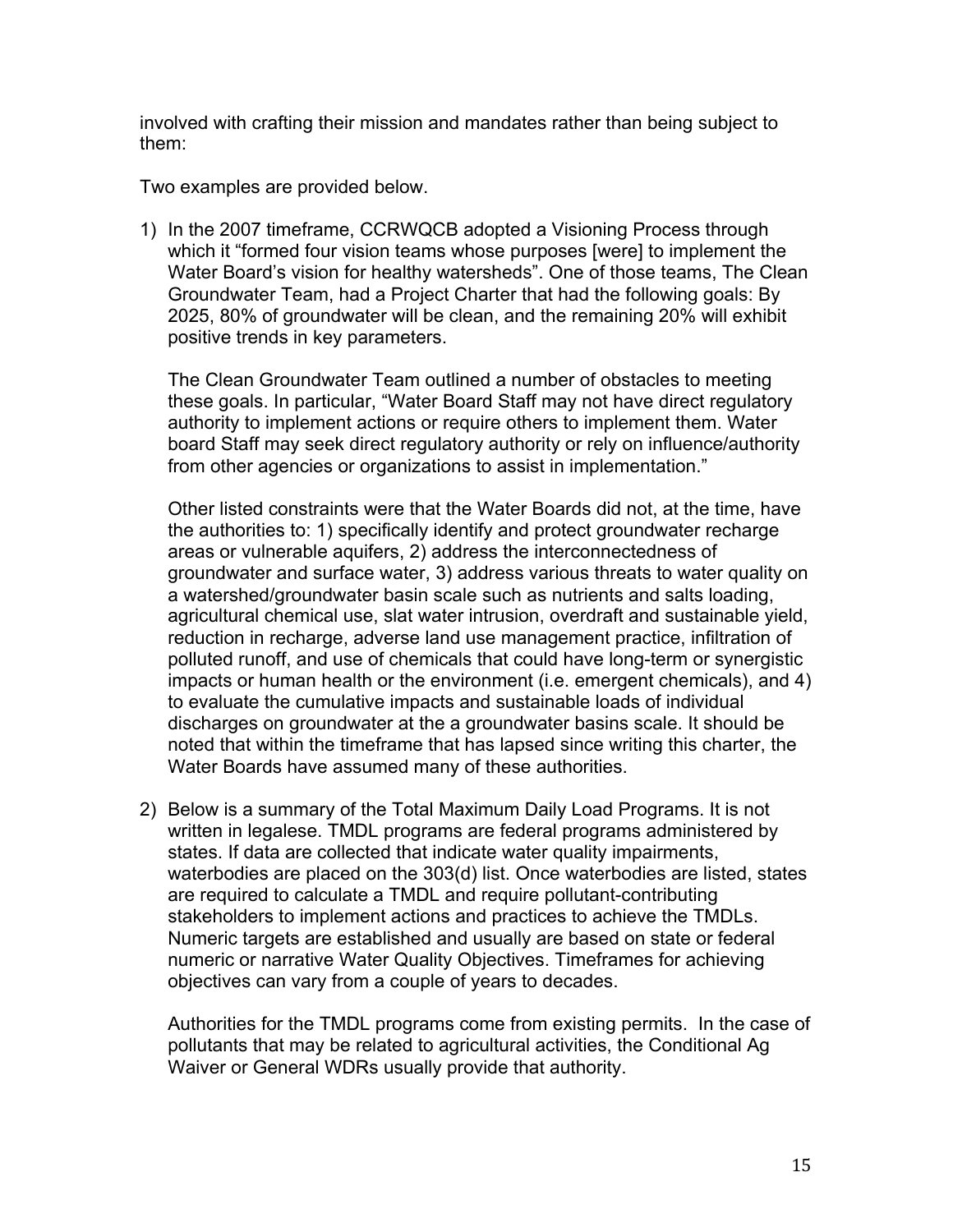involved with crafting their mission and mandates rather than being subject to them:

Two examples are provided below.

1) In the 2007 timeframe, CCRWQCB adopted a Visioning Process through which it "formed four vision teams whose purposes [were] to implement the Water Board's vision for healthy watersheds". One of those teams, The Clean Groundwater Team, had a Project Charter that had the following goals: By 2025, 80% of groundwater will be clean, and the remaining 20% will exhibit positive trends in key parameters.

   The Clean Groundwater Team outlined a number of obstacles to meeting these goals. In particular, "Water Board Staff may not have direct regulatory authority to implement actions or require others to implement them. Water board Staff may seek direct regulatory authority or rely on influence/authority from other agencies or organizations to assist in implementation."

   Other listed constraints were that the Water Boards did not, at the time, have the authorities to: 1) specifically identify and protect groundwater recharge areas or vulnerable aquifers, 2) address the interconnectedness of groundwater and surface water, 3) address various threats to water quality on a watershed/groundwater basin scale such as nutrients and salts loading, agricultural chemical use, slat water intrusion, overdraft and sustainable yield, reduction in recharge, adverse land use management practice, infiltration of polluted runoff, and use of chemicals that could have long-term or synergistic impacts or human health or the environment (i.e. emergent chemicals), and 4) to evaluate the cumulative impacts and sustainable loads of individual discharges on groundwater at the a groundwater basins scale. It should be noted that within the timeframe that has lapsed since writing this charter, the Water Boards have assumed many of these authorities.

2) Below is a summary of the Total Maximum Daily Load Programs. It is not written in legalese. TMDL programs are federal programs administered by states. If data are collected that indicate water quality impairments, waterbodies are placed on the 303(d) list. Once waterbodies are listed, states are required to calculate a TMDL and require pollutant-contributing stakeholders to implement actions and practices to achieve the TMDLs. Numeric targets are established and usually are based on state or federal numeric or narrative Water Quality Objectives. Timeframes for achieving objectives can vary from a couple of years to decades.

   Authorities for the TMDL programs come from existing permits. In the case of pollutants that may be related to agricultural activities, the Conditional Ag Waiver or General WDRs usually provide that authority.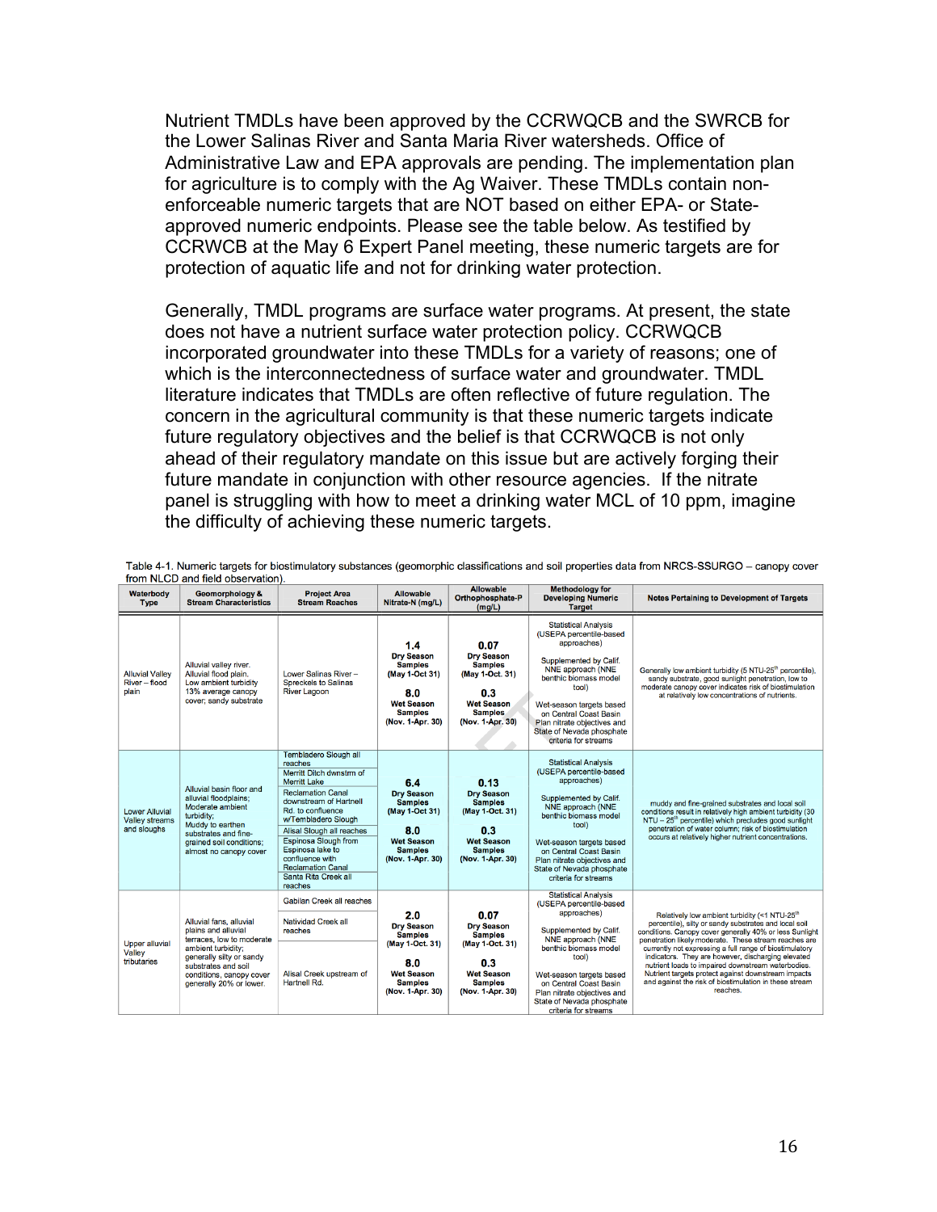Nutrient TMDLs have been approved by the CCRWQCB and the SWRCB for the Lower Salinas River and Santa Maria River watersheds. Office of Administrative Law and EPA approvals are pending. The implementation plan for agriculture is to comply with the Ag Waiver. These TMDLs contain non-enforceable numeric targets that are NOT based on either EPA- or State-approved numeric endpoints. Please see the table below. As testified by CCRWCB at the May 6 Expert Panel meeting, these numeric targets are for protection of aquatic life and not for drinking water protection.

Generally, TMDL programs are surface water programs. At present, the state does not have a nutrient surface water protection policy. CCRWQCB incorporated groundwater into these TMDLs for a variety of reasons; one of which is the interconnectedness of surface water and groundwater. TMDL literature indicates that TMDLs are often reflective of future regulation. The concern in the agricultural community is that these numeric targets indicate future regulatory objectives and the belief is that CCRWQCB is not only ahead of their regulatory mandate on this issue but are actively forging their future mandate in conjunction with other resource agencies. If the nitrate panel is struggling with how to meet a drinking water MCL of 10 ppm, imagine the difficulty of achieving these numeric targets.

Table 4-1. Numeric targets for biostimulatory substances (geomorphic classifications and soil properties data from NRCS-SSURGO – canopy cover from NLCD and field observation).

| Waterbody Type | Geomorphology & Stream Characteristics | Project Area Stream Reaches | Allowable Nitrate-N (mg/L) | Allowable Orthophosphate-P (mg/L) | Methodology for Developing Numeric Target | Notes Pertaining to Development of Targets |
|---|---|---|---|---|---|---|
| Alluvial Valley River – flood plain | Alluvial valley river. Alluvial flood plain. Low ambient turbidity 13% average canopy cover; sandy substrate | Lower Salinas River – Spreckels to Salinas River Lagoon | **1.4** Dry Season Samples (May 1-Oct 31) **8.0** Wet Season Samples (Nov. 1-Apr. 30) | **0.07** Dry Season Samples (May 1-Oct. 31) **0.3** Wet Season Samples (Nov. 1-Apr. 30) | Statistical Analysis (USEPA percentile-based approaches) Supplemented by Calif. NNE approach (NNE benthic biomass model tool) Wet-season targets based on Central Coast Basin Plan nitrate objectives and State of Nevada phosphate criteria for streams | Generally low ambient turbidity (5 NTU-25th percentile), sandy substrate, good sunlight penetration, low to moderate canopy cover indicates risk of biostimulation at relatively low concentrations of nutrients. |
| Lower Alluvial Valley streams and sloughs | Alluvial basin floor and alluvial floodplains; Moderate ambient turbidity; Muddy to earthen substrates and fine-grained soil conditions; almost no canopy cover | Tembladero Slough all reaches; Merritt Ditch dwnstrm of Merritt Lake; Reclamation Canal downstream of Hartnell Rd. to confluence w/Tembladero Slough; Alisal Slough all reaches; Espinosa Slough from Espinosa lake to confluence with Reclamation Canal; Santa Rita Creek all reaches | **6.4** Dry Season Samples (May 1-Oct 31) **8.0** Wet Season Samples (Nov. 1-Apr. 30) | **0.13** Dry Season Samples (May 1-Oct. 31) **0.3** Wet Season Samples (Nov. 1-Apr. 30) | Statistical Analysis (USEPA percentile-based approaches) Supplemented by Calif. NNE approach (NNE benthic biomass model tool) Wet-season targets based on Central Coast Basin Plan nitrate objectives and State of Nevada phosphate criteria for streams | muddy and fine-grained substrates and local soil conditions result in relatively high ambient turbidity (30 NTU – 25th percentile) which precludes good sunlight penetration of water column; risk of biostimulation occurs at relatively higher nutrient concentrations. |
| Upper alluvial Valley tributaries | Alluvial fans, alluvial plains and alluvial terraces, low to moderate ambient turbidity; generally silty or sandy substrates and soil conditions, canopy cover generally 20% or lower. | Gabilan Creek all reaches; Natividad Creek all reaches; Alisal Creek upstream of Hartnell Rd. | **2.0** Dry Season Samples (May 1-Oct. 31) **8.0** Wet Season Samples (Nov. 1-Apr. 30) | **0.07** Dry Season Samples (May 1-Oct. 31) **0.3** Wet Season Samples (Nov. 1-Apr. 30) | Statistical Analysis (USEPA percentile-based approaches) Supplemented by Calif. NNE approach (NNE benthic biomass model tool) Wet-season targets based on Central Coast Basin Plan nitrate objectives and State of Nevada phosphate criteria for streams | Relatively low ambient turbidity (<1 NTU-25th percentile), silty or sandy substrates and local soil conditions. Canopy cover generally 40% or less Sunlight penetration likely moderate. These stream reaches are currently not expressing a full range of biostimulatory indicators. They are however, discharging elevated nutrient loads to impaired downstream waterbodies. Nutrient targets protect against downstream impacts and against the risk of biostimulation in these stream reaches. |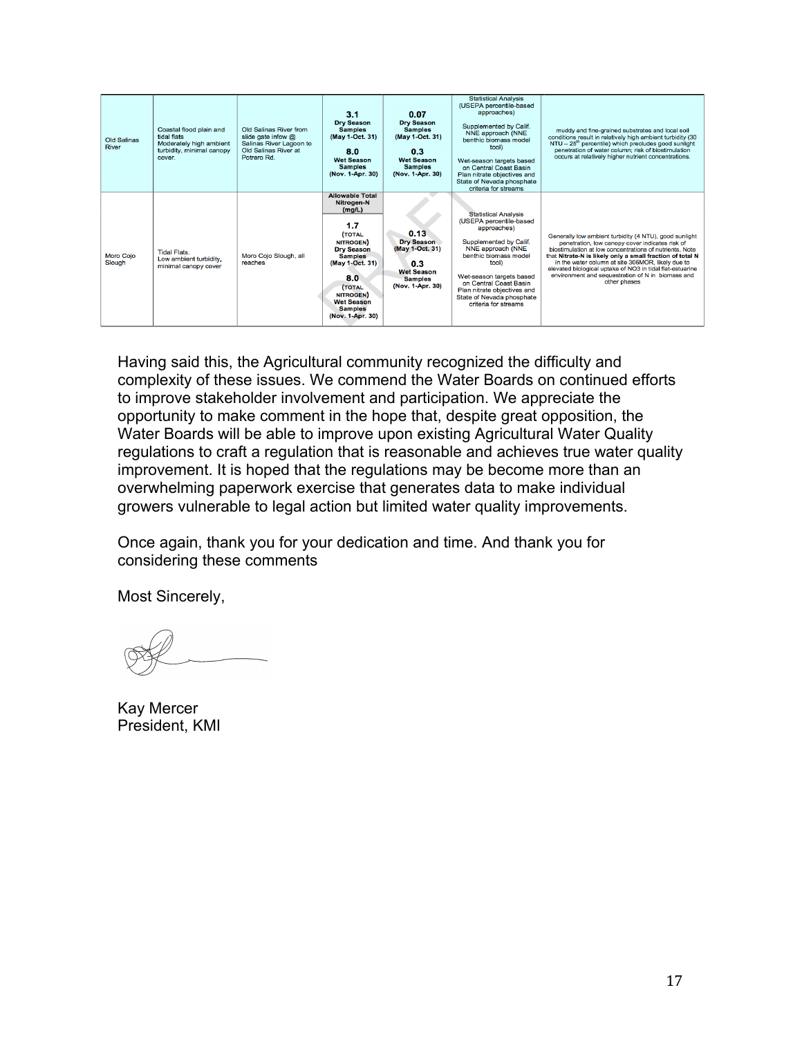| | | | | | | |
|---|---|---|---|---|---|---|
| Old Salinas River | Coastal flood plain and tidal flats Moderately high ambient turbidity, minimal canopy cover. | Old Salinas River from slide gate infow @ Salinas River Lagoon to Old Salinas River at Potrero Rd. | **3.1** **Dry Season Samples (May 1-Oct. 31)** **8.0** **Wet Season Samples (Nov. 1-Apr. 30)** | **0.07** **Dry Season Samples (May 1-Oct. 31)** **0.3** **Wet Season Samples (Nov. 1-Apr. 30)** | Statistical Analysis (USEPA percentile-based approaches) Supplemented by Calif. NNE approach (NNE benthic biomass model tool) Wet-season targets based on Central Coast Basin Plan nitrate objectives and State of Nevada phosphate criteria for streams | muddy and fine-grained substrates and local soil conditions result in relatively high ambient turbidity (30 NTU – 25[th] percentile) which precludes good sunlight penetration of water column; risk of biostimulation occurs at relatively higher nutrient concentrations. |
| Moro Cojo Slough | Tidal Flats. Low ambient turbidity, minimal canopy cover | Moro Cojo Slough, all reaches | **Allowable Total Nitrogen-N (mg/L)** **1.7** **(TOTAL NITROGEN) Dry Season Samples (May 1-Oct. 31)** **8.0** **(TOTAL NITROGEN) Wet Season Samples (Nov. 1-Apr. 30)** | **0.13** **Dry Season (May 1-Oct. 31)** **0.3** **Wet Season Samples (Nov. 1-Apr. 30)** | Statistical Analysis (USEPA percentile-based approaches) Supplemented by Calif. NNE approach (NNE benthic biomass model tool) Wet-season targets based on Central Coast Basin Plan nitrate objectives and State of Nevada phosphate criteria for streams | Generally low ambient turbidity (4 NTU), good sunlight penetration, low canopy cover indicates risk of biostimulation at low concentrations of nutrients. Note that **Nitrate-N is likely only a small fraction of total N** in the water column at site 306MOR, likely due to elevated biological uptake of NO3 in tidal flat-estuarine environment and sequestration of N in biomass and other phases |

Having said this, the Agricultural community recognized the difficulty and complexity of these issues. We commend the Water Boards on continued efforts to improve stakeholder involvement and participation. We appreciate the opportunity to make comment in the hope that, despite great opposition, the Water Boards will be able to improve upon existing Agricultural Water Quality regulations to craft a regulation that is reasonable and achieves true water quality improvement. It is hoped that the regulations may be become more than an overwhelming paperwork exercise that generates data to make individual growers vulnerable to legal action but limited water quality improvements.

Once again, thank you for your dedication and time. And thank you for considering these comments

Most Sincerely,

Kay Mercer
President, KMI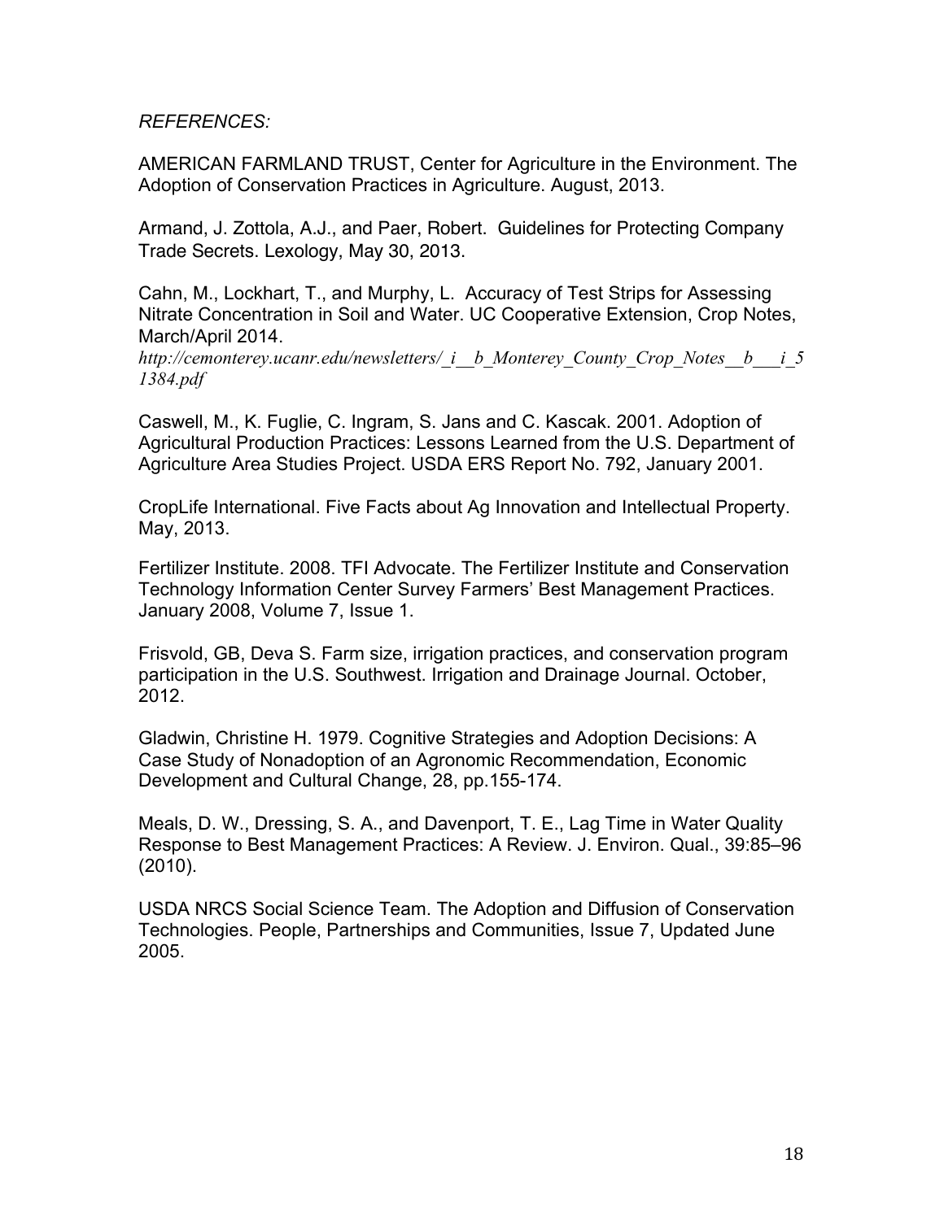*REFERENCES:*

AMERICAN FARMLAND TRUST, Center for Agriculture in the Environment. The Adoption of Conservation Practices in Agriculture. August, 2013.

Armand, J. Zottola, A.J., and Paer, Robert. Guidelines for Protecting Company Trade Secrets. Lexology, May 30, 2013.

Cahn, M., Lockhart, T., and Murphy, L. Accuracy of Test Strips for Assessing Nitrate Concentration in Soil and Water. UC Cooperative Extension, Crop Notes, March/April 2014. *http://cemonterey.ucanr.edu/newsletters/_i__b_Monterey_County_Crop_Notes__b___i_51384.pdf*

Caswell, M., K. Fuglie, C. Ingram, S. Jans and C. Kascak. 2001. Adoption of Agricultural Production Practices: Lessons Learned from the U.S. Department of Agriculture Area Studies Project. USDA ERS Report No. 792, January 2001.

CropLife International. Five Facts about Ag Innovation and Intellectual Property. May, 2013.

Fertilizer Institute. 2008. TFI Advocate. The Fertilizer Institute and Conservation Technology Information Center Survey Farmers' Best Management Practices. January 2008, Volume 7, Issue 1.

Frisvold, GB, Deva S. Farm size, irrigation practices, and conservation program participation in the U.S. Southwest. Irrigation and Drainage Journal. October, 2012.

Gladwin, Christine H. 1979. Cognitive Strategies and Adoption Decisions: A Case Study of Nonadoption of an Agronomic Recommendation, Economic Development and Cultural Change, 28, pp.155-174.

Meals, D. W., Dressing, S. A., and Davenport, T. E., Lag Time in Water Quality Response to Best Management Practices: A Review. J. Environ. Qual., 39:85–96 (2010).

USDA NRCS Social Science Team. The Adoption and Diffusion of Conservation Technologies. People, Partnerships and Communities, Issue 7, Updated June 2005.